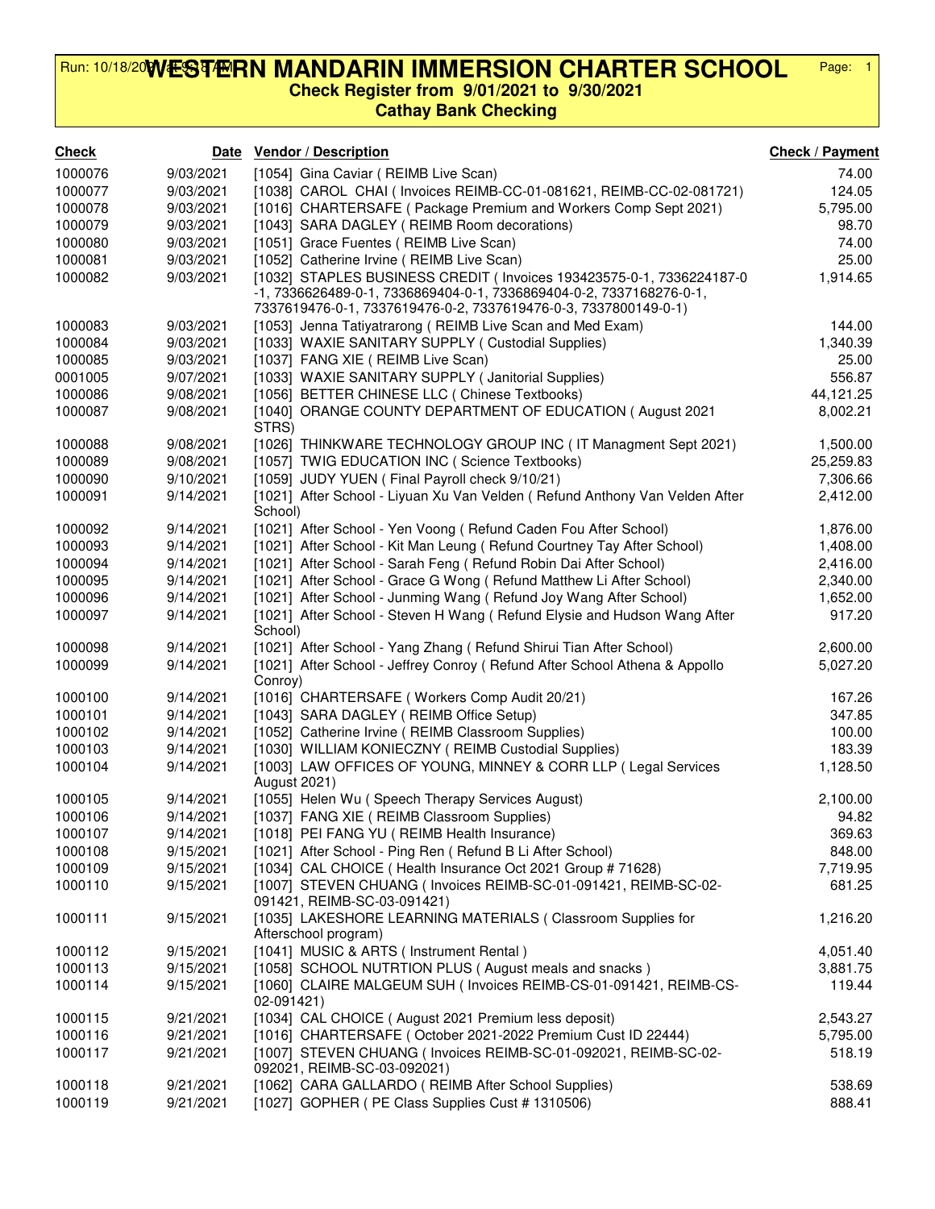# WESTERN MANDARIN IMMERSION CHARTER SCHOOL

**Check Register from 9/01/2021 to 9/30/2021**

**Cathay Bank Checking**

| Check | Date | Vendor / Description | Check / Payment |
|---|---|---|---|
| 1000076 | 9/03/2021 | [1054] Gina Caviar ( REIMB Live Scan) | 74.00 |
| 1000077 | 9/03/2021 | [1038] CAROL CHAI ( Invoices REIMB-CC-01-081621, REIMB-CC-02-081721) | 124.05 |
| 1000078 | 9/03/2021 | [1016] CHARTERSAFE ( Package Premium and Workers Comp Sept 2021) | 5,795.00 |
| 1000079 | 9/03/2021 | [1043] SARA DAGLEY ( REIMB Room decorations) | 98.70 |
| 1000080 | 9/03/2021 | [1051] Grace Fuentes ( REIMB Live Scan) | 74.00 |
| 1000081 | 9/03/2021 | [1052] Catherine Irvine ( REIMB Live Scan) | 25.00 |
| 1000082 | 9/03/2021 | [1032] STAPLES BUSINESS CREDIT ( Invoices 193423575-0-1, 7336224187-0-1, 7336626489-0-1, 7336869404-0-1, 7336869404-0-2, 7337168276-0-1, 7337619476-0-1, 7337619476-0-2, 7337619476-0-3, 7337800149-0-1) | 1,914.65 |
| 1000083 | 9/03/2021 | [1053] Jenna Tatiyatrarong ( REIMB Live Scan and Med Exam) | 144.00 |
| 1000084 | 9/03/2021 | [1033] WAXIE SANITARY SUPPLY ( Custodial Supplies) | 1,340.39 |
| 1000085 | 9/03/2021 | [1037] FANG XIE ( REIMB Live Scan) | 25.00 |
| 0001005 | 9/07/2021 | [1033] WAXIE SANITARY SUPPLY ( Janitorial Supplies) | 556.87 |
| 1000086 | 9/08/2021 | [1056] BETTER CHINESE LLC ( Chinese Textbooks) | 44,121.25 |
| 1000087 | 9/08/2021 | [1040] ORANGE COUNTY DEPARTMENT OF EDUCATION ( August 2021 STRS) | 8,002.21 |
| 1000088 | 9/08/2021 | [1026] THINKWARE TECHNOLOGY GROUP INC ( IT Managment Sept 2021) | 1,500.00 |
| 1000089 | 9/08/2021 | [1057] TWIG EDUCATION INC ( Science Textbooks) | 25,259.83 |
| 1000090 | 9/10/2021 | [1059] JUDY YUEN ( Final Payroll check 9/10/21) | 7,306.66 |
| 1000091 | 9/14/2021 | [1021] After School - Liyuan Xu Van Velden ( Refund Anthony Van Velden After School) | 2,412.00 |
| 1000092 | 9/14/2021 | [1021] After School - Yen Voong ( Refund Caden Fou After School) | 1,876.00 |
| 1000093 | 9/14/2021 | [1021] After School - Kit Man Leung ( Refund Courtney Tay After School) | 1,408.00 |
| 1000094 | 9/14/2021 | [1021] After School - Sarah Feng ( Refund Robin Dai After School) | 2,416.00 |
| 1000095 | 9/14/2021 | [1021] After School - Grace G Wong ( Refund Matthew Li After School) | 2,340.00 |
| 1000096 | 9/14/2021 | [1021] After School - Junming Wang ( Refund Joy Wang After School) | 1,652.00 |
| 1000097 | 9/14/2021 | [1021] After School - Steven H Wang ( Refund Elysie and Hudson Wang After School) | 917.20 |
| 1000098 | 9/14/2021 | [1021] After School - Yang Zhang ( Refund Shirui Tian After School) | 2,600.00 |
| 1000099 | 9/14/2021 | [1021] After School - Jeffrey Conroy ( Refund After School Athena & Appollo Conroy) | 5,027.20 |
| 1000100 | 9/14/2021 | [1016] CHARTERSAFE ( Workers Comp Audit 20/21) | 167.26 |
| 1000101 | 9/14/2021 | [1043] SARA DAGLEY ( REIMB Office Setup) | 347.85 |
| 1000102 | 9/14/2021 | [1052] Catherine Irvine ( REIMB Classroom Supplies) | 100.00 |
| 1000103 | 9/14/2021 | [1030] WILLIAM KONIECZNY ( REIMB Custodial Supplies) | 183.39 |
| 1000104 | 9/14/2021 | [1003] LAW OFFICES OF YOUNG, MINNEY & CORR LLP ( Legal Services August 2021) | 1,128.50 |
| 1000105 | 9/14/2021 | [1055] Helen Wu ( Speech Therapy Services August) | 2,100.00 |
| 1000106 | 9/14/2021 | [1037] FANG XIE ( REIMB Classroom Supplies) | 94.82 |
| 1000107 | 9/14/2021 | [1018] PEI FANG YU ( REIMB Health Insurance) | 369.63 |
| 1000108 | 9/15/2021 | [1021] After School - Ping Ren ( Refund B Li After School) | 848.00 |
| 1000109 | 9/15/2021 | [1034] CAL CHOICE ( Health Insurance Oct 2021 Group # 71628) | 7,719.95 |
| 1000110 | 9/15/2021 | [1007] STEVEN CHUANG ( Invoices REIMB-SC-01-091421, REIMB-SC-02-091421, REIMB-SC-03-091421) | 681.25 |
| 1000111 | 9/15/2021 | [1035] LAKESHORE LEARNING MATERIALS ( Classroom Supplies for Afterschool program) | 1,216.20 |
| 1000112 | 9/15/2021 | [1041] MUSIC & ARTS ( Instrument Rental ) | 4,051.40 |
| 1000113 | 9/15/2021 | [1058] SCHOOL NUTRTION PLUS ( August meals and snacks ) | 3,881.75 |
| 1000114 | 9/15/2021 | [1060] CLAIRE MALGEUM SUH ( Invoices REIMB-CS-01-091421, REIMB-CS-02-091421) | 119.44 |
| 1000115 | 9/21/2021 | [1034] CAL CHOICE ( August 2021 Premium less deposit) | 2,543.27 |
| 1000116 | 9/21/2021 | [1016] CHARTERSAFE ( October 2021-2022 Premium Cust ID 22444) | 5,795.00 |
| 1000117 | 9/21/2021 | [1007] STEVEN CHUANG ( Invoices REIMB-SC-01-092021, REIMB-SC-02-092021, REIMB-SC-03-092021) | 518.19 |
| 1000118 | 9/21/2021 | [1062] CARA GALLARDO ( REIMB After School Supplies) | 538.69 |
| 1000119 | 9/21/2021 | [1027] GOPHER ( PE Class Supplies Cust # 1310506) | 888.41 |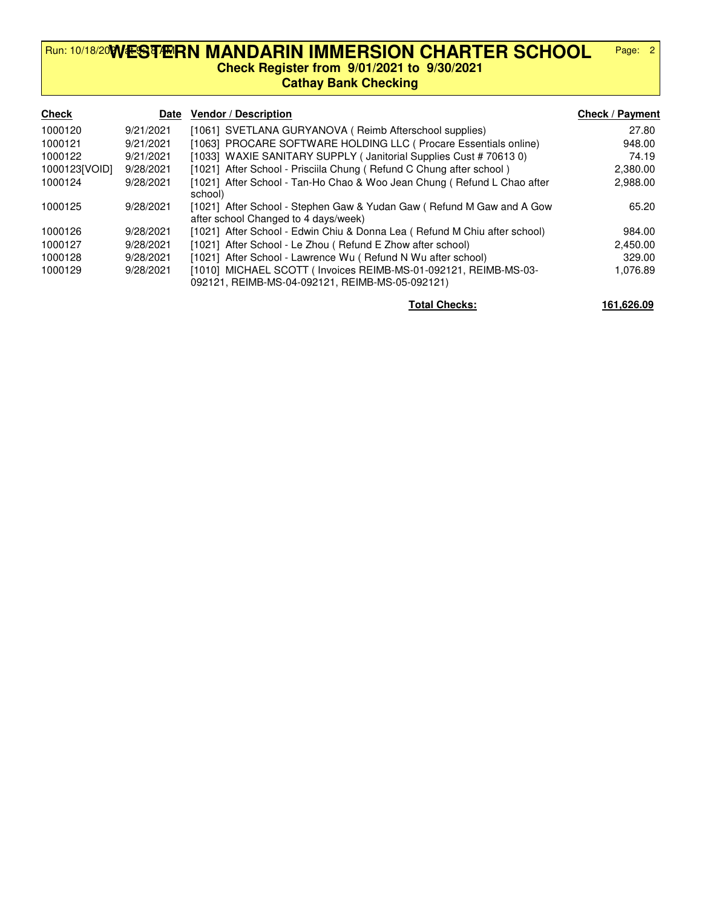# WESTERN MANDARIN IMMERSION CHARTER SCHOOL

**Check Register from 9/01/2021 to 9/30/2021**

**Cathay Bank Checking**

| Check | Date | Vendor / Description | Check / Payment |
|---|---|---|---|
| 1000120 | 9/21/2021 | [1061] SVETLANA GURYANOVA ( Reimb Afterschool supplies) | 27.80 |
| 1000121 | 9/21/2021 | [1063] PROCARE SOFTWARE HOLDING LLC ( Procare Essentials online) | 948.00 |
| 1000122 | 9/21/2021 | [1033] WAXIE SANITARY SUPPLY ( Janitorial Supplies Cust # 70613 0) | 74.19 |
| 1000123[VOID] | 9/28/2021 | [1021] After School - Prisciila Chung ( Refund C Chung after school ) | 2,380.00 |
| 1000124 | 9/28/2021 | [1021] After School - Tan-Ho Chao & Woo Jean Chung ( Refund L Chao after school) | 2,988.00 |
| 1000125 | 9/28/2021 | [1021] After School - Stephen Gaw & Yudan Gaw ( Refund M Gaw and A Gow after school Changed to 4 days/week) | 65.20 |
| 1000126 | 9/28/2021 | [1021] After School - Edwin Chiu & Donna Lea ( Refund M Chiu after school) | 984.00 |
| 1000127 | 9/28/2021 | [1021] After School - Le Zhou ( Refund E Zhow after school) | 2,450.00 |
| 1000128 | 9/28/2021 | [1021] After School - Lawrence Wu ( Refund N Wu after school) | 329.00 |
| 1000129 | 9/28/2021 | [1010] MICHAEL SCOTT ( Invoices REIMB-MS-01-092121, REIMB-MS-03-092121, REIMB-MS-04-092121, REIMB-MS-05-092121) | 1,076.89 |
| | | **Total Checks:** | **161,626.09** |